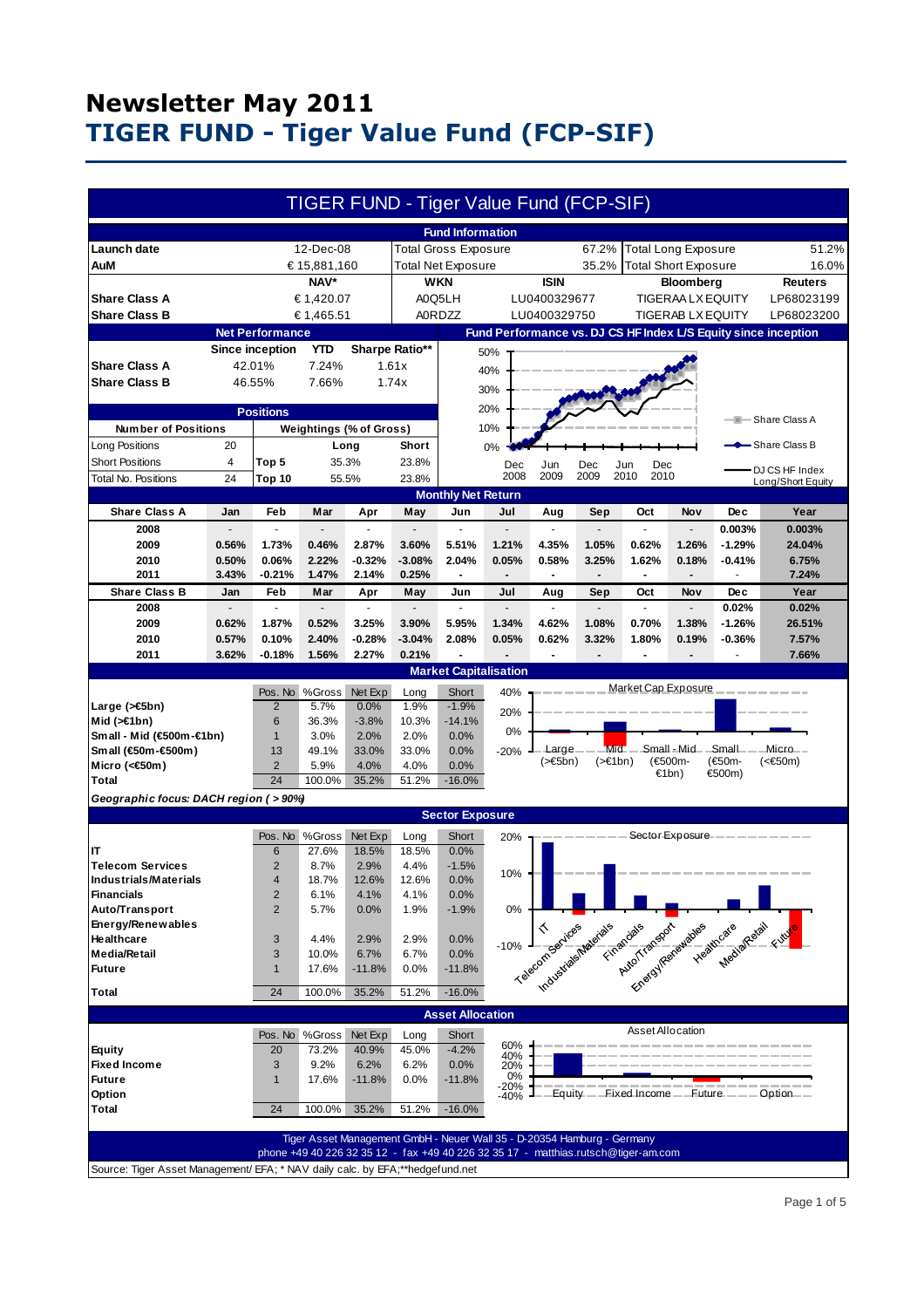# Newsletter May 2011

# TIGER FUND - Tiger Value Fund (FCP-SIF)

## TIGER FUND - Tiger Value Fund (FCP-SIF)

### Fund Information

| | | | | | |
|---|---|---|---|---|---|
| **Launch date** | 12-Dec-08 | Total Gross Exposure | 67.2% | Total Long Exposure | 51.2% |
| **AuM** | € 15,881,160 | Total Net Exposure | 35.2% | Total Short Exposure | 16.0% |

| | NAV* | WKN | ISIN | Bloomberg | Reuters |
|---|---|---|---|---|---|
| **Share Class A** | € 1,420.07 | A0Q5LH | LU0400329677 | TIGERAA LX EQUITY | LP68023199 |
| **Share Class B** | € 1,465.51 | A0RDZZ | LU0400329750 | TIGERAB LX EQUITY | LP68023200 |

### Net Performance

| | Since inception | YTD | Sharpe Ratio** |
|---|---|---|---|
| **Share Class A** | 42.01% | 7.24% | 1.61x |
| **Share Class B** | 46.55% | 7.66% | 1.74x |

### Fund Performance vs. DJ CS HF Index L/S Equity since inception

### Positions

| Number of Positions | | Weightings (% of Gross) | Long | Short |
|---|---|---|---|---|
| Long Positions | 20 | | | |
| Short Positions | 4 | Top 5 | 35.3% | 23.8% |
| Total No. Positions | 24 | Top 10 | 55.5% | 23.8% |

### Monthly Net Return

| Share Class A | Jan | Feb | Mar | Apr | May | Jun | Jul | Aug | Sep | Oct | Nov | Dec | Year |
|---|---|---|---|---|---|---|---|---|---|---|---|---|---|
| 2008 | - | - | - | - | - | - | - | - | - | - | - | 0.003% | 0.003% |
| 2009 | 0.56% | 1.73% | 0.46% | 2.87% | 3.60% | 5.51% | 1.21% | 4.35% | 1.05% | 0.62% | 1.26% | -1.29% | 24.04% |
| 2010 | 0.50% | 0.06% | 2.22% | -0.32% | -3.08% | 2.04% | 0.05% | 0.58% | 3.25% | 1.62% | 0.18% | -0.41% | 6.75% |
| 2011 | 3.43% | -0.21% | 1.47% | 2.14% | 0.25% | - | - | - | - | - | - | - | 7.24% |

| Share Class B | Jan | Feb | Mar | Apr | May | Jun | Jul | Aug | Sep | Oct | Nov | Dec | Year |
|---|---|---|---|---|---|---|---|---|---|---|---|---|---|
| 2008 | - | - | - | - | - | - | - | - | - | - | - | 0.02% | 0.02% |
| 2009 | 0.62% | 1.87% | 0.52% | 3.25% | 3.90% | 5.95% | 1.34% | 4.62% | 1.08% | 0.70% | 1.38% | -1.26% | 26.51% |
| 2010 | 0.57% | 0.10% | 2.40% | -0.28% | -3.04% | 2.08% | 0.05% | 0.62% | 3.32% | 1.80% | 0.19% | -0.36% | 7.57% |
| 2011 | 3.62% | -0.18% | 1.56% | 2.27% | 0.21% | - | - | - | - | - | - | - | 7.66% |

### Market Capitalisation

| | Pos. No | %Gross | Net Exp | Long | Short |
|---|---|---|---|---|---|
| **Large (>€5bn)** | 2 | 5.7% | 0.0% | 1.9% | -1.9% |
| **Mid (>€1bn)** | 6 | 36.3% | -3.8% | 10.3% | -14.1% |
| **Small - Mid (€500m-€1bn)** | 1 | 3.0% | 2.0% | 2.0% | 0.0% |
| **Small (€50m-€500m)** | 13 | 49.1% | 33.0% | 33.0% | 0.0% |
| **Micro (<€50m)** | 2 | 5.9% | 4.0% | 4.0% | 0.0% |
| **Total** | 24 | 100.0% | 35.2% | 51.2% | -16.0% |

*Geographic focus: DACH region ( > 90%)*

### Sector Exposure

| | Pos. No | %Gross | Net Exp | Long | Short |
|---|---|---|---|---|---|
| **IT** | 6 | 27.6% | 18.5% | 18.5% | 0.0% |
| **Telecom Services** | 2 | 8.7% | 2.9% | 4.4% | -1.5% |
| **Industrials/Materials** | 4 | 18.7% | 12.6% | 12.6% | 0.0% |
| **Financials** | 2 | 6.1% | 4.1% | 4.1% | 0.0% |
| **Auto/Transport** | 2 | 5.7% | 0.0% | 1.9% | -1.9% |
| **Energy/Renewables** | | | | | |
| **Healthcare** | 3 | 4.4% | 2.9% | 2.9% | 0.0% |
| **Media/Retail** | 3 | 10.0% | 6.7% | 6.7% | 0.0% |
| **Future** | 1 | 17.6% | -11.8% | 0.0% | -11.8% |
| **Total** | 24 | 100.0% | 35.2% | 51.2% | -16.0% |

### Asset Allocation

| | Pos. No | %Gross | Net Exp | Long | Short |
|---|---|---|---|---|---|
| **Equity** | 20 | 73.2% | 40.9% | 45.0% | -4.2% |
| **Fixed Income** | 3 | 9.2% | 6.2% | 6.2% | 0.0% |
| **Future** | 1 | 17.6% | -11.8% | 0.0% | -11.8% |
| **Option** | | | | | |
| **Total** | 24 | 100.0% | 35.2% | 51.2% | -16.0% |

Tiger Asset Management GmbH - Neuer Wall 35 - D-20354 Hamburg - Germany
phone +49 40 226 32 35 12 - fax +49 40 226 32 35 17 - matthias.rutsch@tiger-am.com

Source: Tiger Asset Management/ EFA; * NAV daily calc. by EFA;**hedgefund.net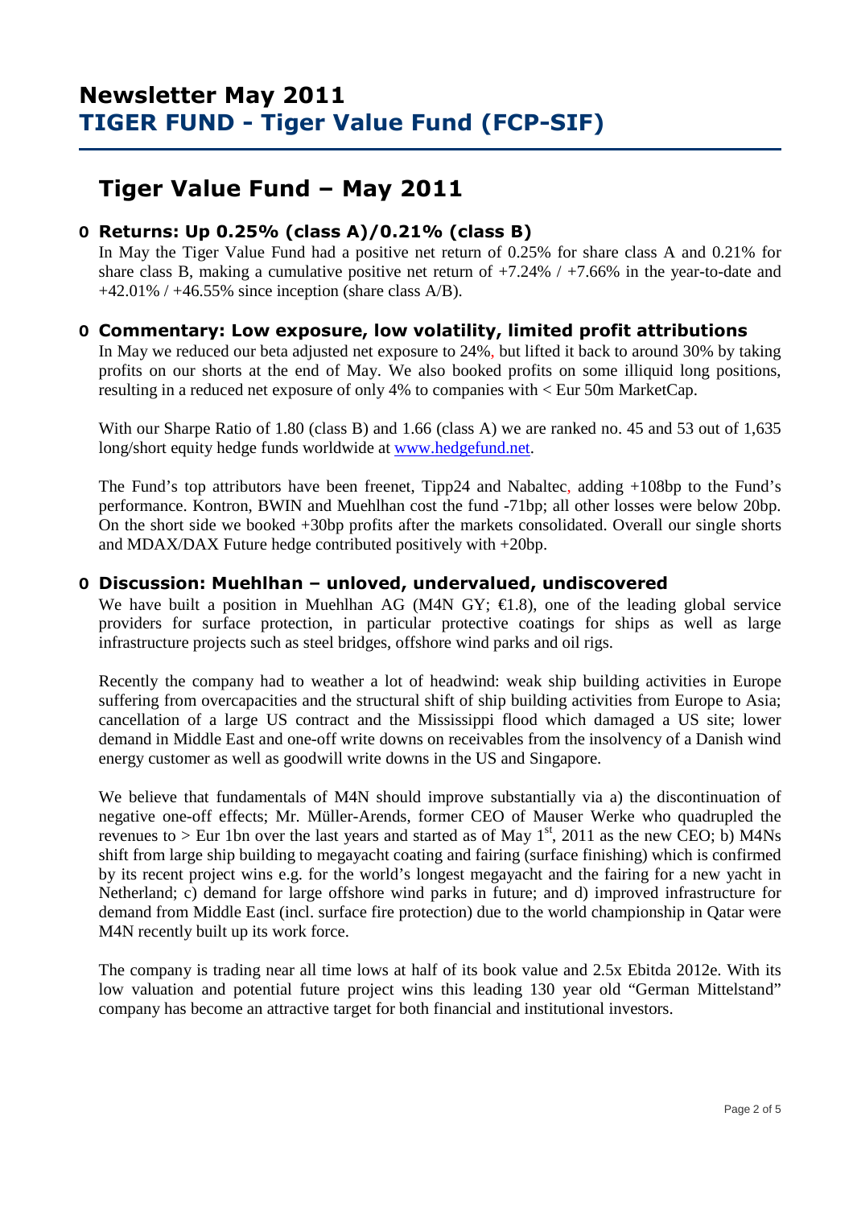# Newsletter May 2011
# TIGER FUND - Tiger Value Fund (FCP-SIF)

## Tiger Value Fund – May 2011

### Returns: Up 0.25% (class A)/0.21% (class B)

In May the Tiger Value Fund had a positive net return of 0.25% for share class A and 0.21% for share class B, making a cumulative positive net return of +7.24% / +7.66% in the year-to-date and +42.01% / +46.55% since inception (share class A/B).

### Commentary: Low exposure, low volatility, limited profit attributions

In May we reduced our beta adjusted net exposure to 24%, but lifted it back to around 30% by taking profits on our shorts at the end of May. We also booked profits on some illiquid long positions, resulting in a reduced net exposure of only 4% to companies with < Eur 50m MarketCap.

With our Sharpe Ratio of 1.80 (class B) and 1.66 (class A) we are ranked no. 45 and 53 out of 1,635 long/short equity hedge funds worldwide at www.hedgefund.net.

The Fund's top attributors have been freenet, Tipp24 and Nabaltec, adding +108bp to the Fund's performance. Kontron, BWIN and Muehlhan cost the fund -71bp; all other losses were below 20bp. On the short side we booked +30bp profits after the markets consolidated. Overall our single shorts and MDAX/DAX Future hedge contributed positively with +20bp.

### Discussion: Muehlhan – unloved, undervalued, undiscovered

We have built a position in Muehlhan AG (M4N GY; €1.8), one of the leading global service providers for surface protection, in particular protective coatings for ships as well as large infrastructure projects such as steel bridges, offshore wind parks and oil rigs.

Recently the company had to weather a lot of headwind: weak ship building activities in Europe suffering from overcapacities and the structural shift of ship building activities from Europe to Asia; cancellation of a large US contract and the Mississippi flood which damaged a US site; lower demand in Middle East and one-off write downs on receivables from the insolvency of a Danish wind energy customer as well as goodwill write downs in the US and Singapore.

We believe that fundamentals of M4N should improve substantially via a) the discontinuation of negative one-off effects; Mr. Müller-Arends, former CEO of Mauser Werke who quadrupled the revenues to > Eur 1bn over the last years and started as of May 1st, 2011 as the new CEO; b) M4Ns shift from large ship building to megayacht coating and fairing (surface finishing) which is confirmed by its recent project wins e.g. for the world's longest megayacht and the fairing for a new yacht in Netherland; c) demand for large offshore wind parks in future; and d) improved infrastructure for demand from Middle East (incl. surface fire protection) due to the world championship in Qatar were M4N recently built up its work force.

The company is trading near all time lows at half of its book value and 2.5x Ebitda 2012e. With its low valuation and potential future project wins this leading 130 year old "German Mittelstand" company has become an attractive target for both financial and institutional investors.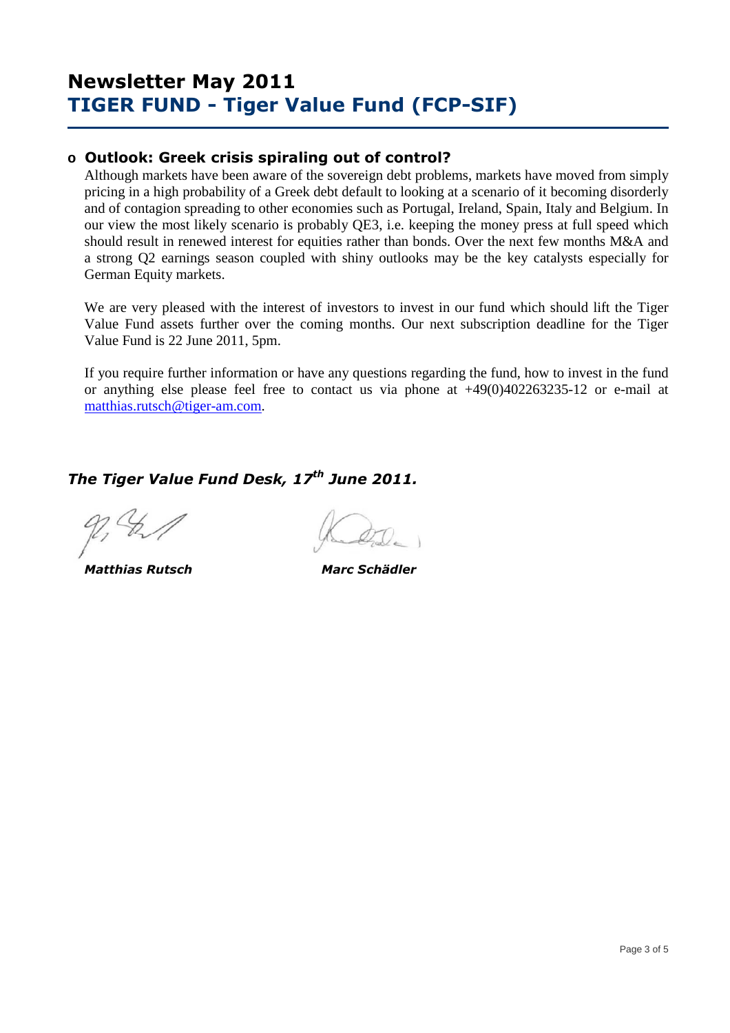# Newsletter May 2011
## TIGER FUND - Tiger Value Fund (FCP-SIF)

- **Outlook: Greek crisis spiraling out of control?**

  Although markets have been aware of the sovereign debt problems, markets have moved from simply pricing in a high probability of a Greek debt default to looking at a scenario of it becoming disorderly and of contagion spreading to other economies such as Portugal, Ireland, Spain, Italy and Belgium. In our view the most likely scenario is probably QE3, i.e. keeping the money press at full speed which should result in renewed interest for equities rather than bonds. Over the next few months M&A and a strong Q2 earnings season coupled with shiny outlooks may be the key catalysts especially for German Equity markets.

  We are very pleased with the interest of investors to invest in our fund which should lift the Tiger Value Fund assets further over the coming months. Our next subscription deadline for the Tiger Value Fund is 22 June 2011, 5pm.

  If you require further information or have any questions regarding the fund, how to invest in the fund or anything else please feel free to contact us via phone at +49(0)402263235-12 or e-mail at matthias.rutsch@tiger-am.com.

***The Tiger Value Fund Desk, 17th June 2011.***

***Matthias Rutsch*** ***Marc Schädler***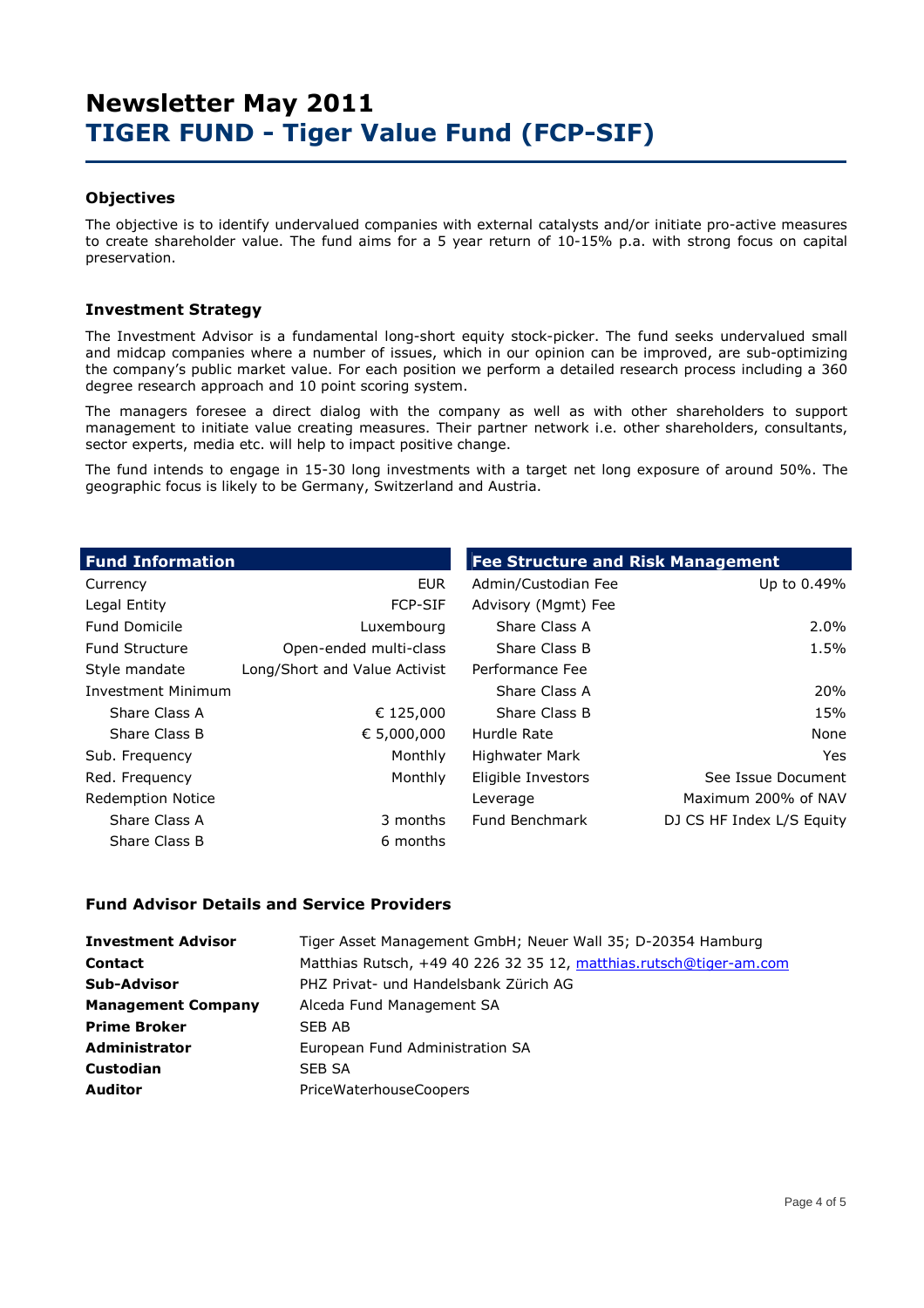# Newsletter May 2011
# TIGER FUND - Tiger Value Fund (FCP-SIF)

### Objectives

The objective is to identify undervalued companies with external catalysts and/or initiate pro-active measures to create shareholder value. The fund aims for a 5 year return of 10-15% p.a. with strong focus on capital preservation.

### Investment Strategy

The Investment Advisor is a fundamental long-short equity stock-picker. The fund seeks undervalued small and midcap companies where a number of issues, which in our opinion can be improved, are sub-optimizing the company's public market value. For each position we perform a detailed research process including a 360 degree research approach and 10 point scoring system.

The managers foresee a direct dialog with the company as well as with other shareholders to support management to initiate value creating measures. Their partner network i.e. other shareholders, consultants, sector experts, media etc. will help to impact positive change.

The fund intends to engage in 15-30 long investments with a target net long exposure of around 50%. The geographic focus is likely to be Germany, Switzerland and Austria.

| Fund Information | |
|---|---|
| Currency | EUR |
| Legal Entity | FCP-SIF |
| Fund Domicile | Luxembourg |
| Fund Structure | Open-ended multi-class |
| Style mandate | Long/Short and Value Activist |
| Investment Minimum | |
| Share Class A | € 125,000 |
| Share Class B | € 5,000,000 |
| Sub. Frequency | Monthly |
| Red. Frequency | Monthly |
| Redemption Notice | |
| Share Class A | 3 months |
| Share Class B | 6 months |

| Fee Structure and Risk Management | |
|---|---|
| Admin/Custodian Fee | Up to 0.49% |
| Advisory (Mgmt) Fee | |
| Share Class A | 2.0% |
| Share Class B | 1.5% |
| Performance Fee | |
| Share Class A | 20% |
| Share Class B | 15% |
| Hurdle Rate | None |
| Highwater Mark | Yes |
| Eligible Investors | See Issue Document |
| Leverage | Maximum 200% of NAV |
| Fund Benchmark | DJ CS HF Index L/S Equity |

### Fund Advisor Details and Service Providers

| | |
|---|---|
| **Investment Advisor** | Tiger Asset Management GmbH; Neuer Wall 35; D-20354 Hamburg |
| **Contact** | Matthias Rutsch, +49 40 226 32 35 12, matthias.rutsch@tiger-am.com |
| **Sub-Advisor** | PHZ Privat- und Handelsbank Zürich AG |
| **Management Company** | Alceda Fund Management SA |
| **Prime Broker** | SEB AB |
| **Administrator** | European Fund Administration SA |
| **Custodian** | SEB SA |
| **Auditor** | PriceWaterhouseCoopers |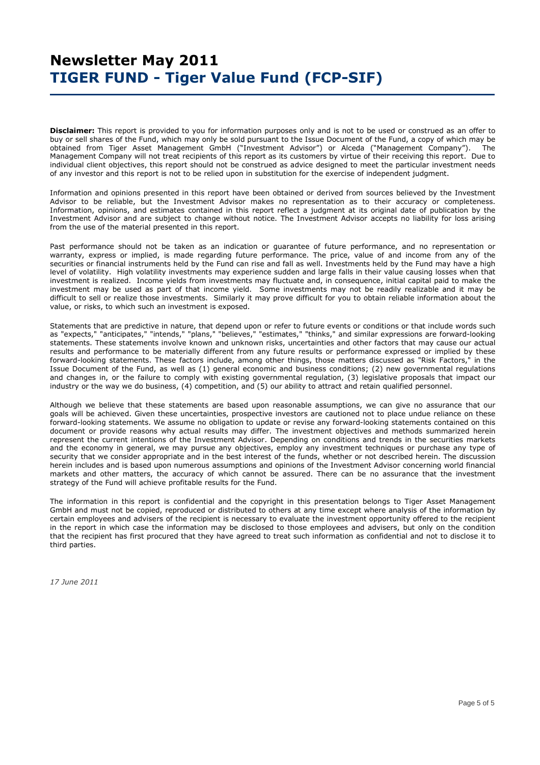# Newsletter May 2011
# TIGER FUND - Tiger Value Fund (FCP-SIF)

**Disclaimer:** This report is provided to you for information purposes only and is not to be used or construed as an offer to buy or sell shares of the Fund, which may only be sold pursuant to the Issue Document of the Fund, a copy of which may be obtained from Tiger Asset Management GmbH ("Investment Advisor") or Alceda ("Management Company"). The Management Company will not treat recipients of this report as its customers by virtue of their receiving this report. Due to individual client objectives, this report should not be construed as advice designed to meet the particular investment needs of any investor and this report is not to be relied upon in substitution for the exercise of independent judgment.

Information and opinions presented in this report have been obtained or derived from sources believed by the Investment Advisor to be reliable, but the Investment Advisor makes no representation as to their accuracy or completeness. Information, opinions, and estimates contained in this report reflect a judgment at its original date of publication by the Investment Advisor and are subject to change without notice. The Investment Advisor accepts no liability for loss arising from the use of the material presented in this report.

Past performance should not be taken as an indication or guarantee of future performance, and no representation or warranty, express or implied, is made regarding future performance. The price, value of and income from any of the securities or financial instruments held by the Fund can rise and fall as well. Investments held by the Fund may have a high level of volatility. High volatility investments may experience sudden and large falls in their value causing losses when that investment is realized. Income yields from investments may fluctuate and, in consequence, initial capital paid to make the investment may be used as part of that income yield. Some investments may not be readily realizable and it may be difficult to sell or realize those investments. Similarly it may prove difficult for you to obtain reliable information about the value, or risks, to which such an investment is exposed.

Statements that are predictive in nature, that depend upon or refer to future events or conditions or that include words such as "expects," "anticipates," "intends," "plans," "believes," "estimates," "thinks," and similar expressions are forward-looking statements. These statements involve known and unknown risks, uncertainties and other factors that may cause our actual results and performance to be materially different from any future results or performance expressed or implied by these forward-looking statements. These factors include, among other things, those matters discussed as "Risk Factors," in the Issue Document of the Fund, as well as (1) general economic and business conditions; (2) new governmental regulations and changes in, or the failure to comply with existing governmental regulation, (3) legislative proposals that impact our industry or the way we do business, (4) competition, and (5) our ability to attract and retain qualified personnel.

Although we believe that these statements are based upon reasonable assumptions, we can give no assurance that our goals will be achieved. Given these uncertainties, prospective investors are cautioned not to place undue reliance on these forward-looking statements. We assume no obligation to update or revise any forward-looking statements contained on this document or provide reasons why actual results may differ. The investment objectives and methods summarized herein represent the current intentions of the Investment Advisor. Depending on conditions and trends in the securities markets and the economy in general, we may pursue any objectives, employ any investment techniques or purchase any type of security that we consider appropriate and in the best interest of the funds, whether or not described herein. The discussion herein includes and is based upon numerous assumptions and opinions of the Investment Advisor concerning world financial markets and other matters, the accuracy of which cannot be assured. There can be no assurance that the investment strategy of the Fund will achieve profitable results for the Fund.

The information in this report is confidential and the copyright in this presentation belongs to Tiger Asset Management GmbH and must not be copied, reproduced or distributed to others at any time except where analysis of the information by certain employees and advisers of the recipient is necessary to evaluate the investment opportunity offered to the recipient in the report in which case the information may be disclosed to those employees and advisers, but only on the condition that the recipient has first procured that they have agreed to treat such information as confidential and not to disclose it to third parties.

*17 June 2011*